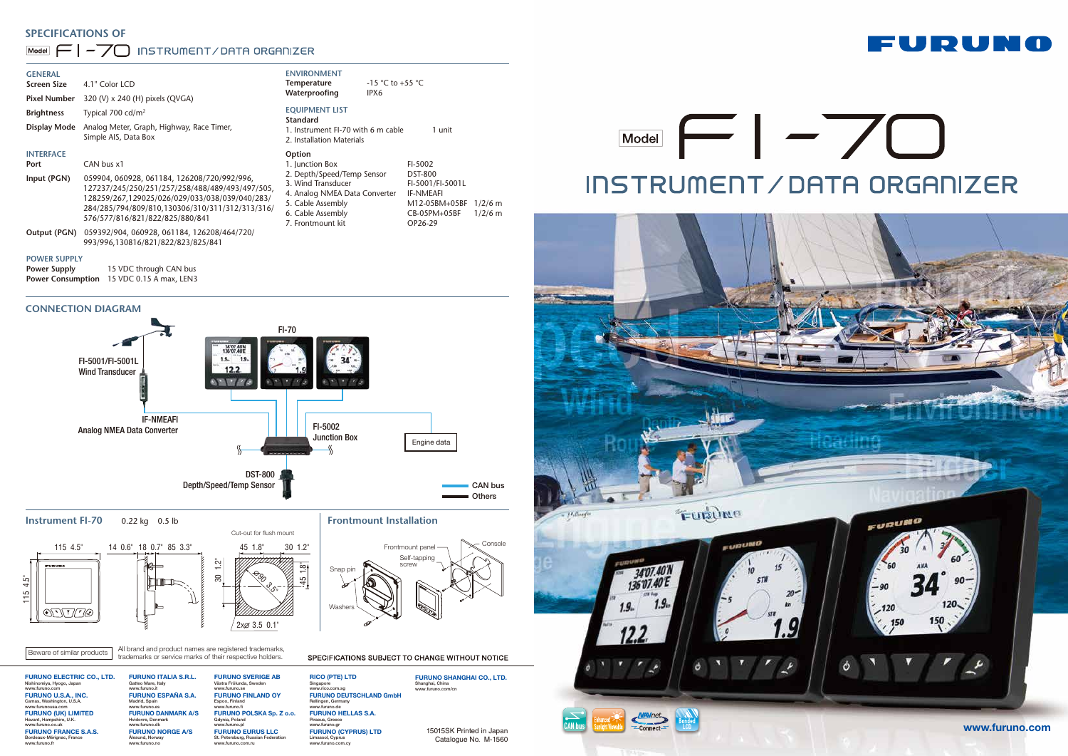# SPECIFICATIONS OF Model FI-70 INSTRUMENT/DATA ORGANIZER

## GENERAL

| | |
|---|---|
| Screen Size | 4.1" Color LCD |
| Pixel Number | 320 (V) x 240 (H) pixels (QVGA) |
| Brightness | Typical 700 cd/m$^2$ |
| Display Mode | Analog Meter, Graph, Highway, Race Timer, Simple AIS, Data Box |

## INTERFACE

| | |
|---|---|
| Port | CAN bus x1 |
| Input (PGN) | 059904, 060928, 061184, 126208/720/992/996, 127237/245/250/251/257/258/488/489/493/497/505, 128259/267,129025/026/029/033/038/039/040/283/284/285/794/809/810,130306/310/311/312/313/316/576/577/816/821/822/825/880/841 |
| Output (PGN) | 059392/904, 060928, 061184, 126208/464/720/993/996,130816/821/822/823/825/841 |

## POWER SUPPLY

| | |
|---|---|
| Power Supply | 15 VDC through CAN bus |
| Power Consumption | 15 VDC 0.15 A max, LEN3 |

## ENVIRONMENT

| | |
|---|---|
| Temperature | -15 °C to +55 °C |
| Waterproofing | IPX6 |

## EQUIPMENT LIST

**Standard**

1. Instrument FI-70 with 6 m cable — 1 unit
2. Installation Materials

**Option**

| | | |
|---|---|---|
| 1. Junction Box | FI-5002 | |
| 2. Depth/Speed/Temp Sensor | DST-800 | |
| 3. Wind Transducer | FI-5001/FI-5001L | |
| 4. Analog NMEA Data Converter | IF-NMEAFI | |
| 5. Cable Assembly | M12-05BM+05BF | 1/2/6 m |
| 6. Cable Assembly | CB-05PM+05BF | 1/2/6 m |
| 7. Frontmount kit | OP26-29 | |

## CONNECTION DIAGRAM

FI-5001/FI-5001L Wind Transducer
FI-70
IF-NMEAFI Analog NMEA Data Converter
FI-5002 Junction Box
Engine data
DST-800 Depth/Speed/Temp Sensor
CAN bus
Others

## Instrument FI-70

0.22 kg 0.5 lb

115 4.5" | 14 0.6" 18 0.7" 85 3.3" | Cut-out for flush mount: 45 1.8" 30 1.2" ⌀90 3.5" 2x⌀ 3.5 0.1"

## Frontmount Installation

Frontmount panel, Console, Self-tapping screw, Snap pin, Washers

Beware of similar products

All brand and product names are registered trademarks, trademarks or service marks of their respective holders.

SPECIFICATIONS SUBJECT TO CHANGE WITHOUT NOTICE

**FURUNO ELECTRIC CO., LTD.** Nishinomiya, Hyogo, Japan www.furuno.com
**FURUNO U.S.A., INC.** Camas, Washington, U.S.A. www.furunousa.com
**FURUNO (UK) LIMITED** Havant, Hampshire, U.K. www.furuno.co.uk
**FURUNO FRANCE S.A.S.** Bordeaux-Mérignac, France www.furuno.fr
**FURUNO ITALIA S.R.L.** Gatteo Mare, Italy www.furuno.it
**FURUNO ESPAÑA S.A.** Madrid, Spain www.furuno.es
**FURUNO DANMARK A/S** Hvidovre, Denmark www.furuno.dk
**FURUNO NORGE A/S** Ålesund, Norway www.furuno.no
**FURUNO SVERIGE AB** Västra Frölunda, Sweden www.furuno.se
**FURUNO FINLAND OY** Espoo, Finland www.furuno.fi
**FURUNO POLSKA Sp. Z o.o.** Gdynia, Poland www.furuno.pl
**FURUNO EURUS LLC** St. Petersburg, Russian Federation www.furuno.com.ru
**RICO (PTE) LTD** Singapore www.rico.com.sg
**FURUNO DEUTSCHLAND GmbH** Rellingen, Germany www.furuno.de
**FURUNO HELLAS S.A.** Piraeus, Greece www.furuno.gr
**FURUNO (CYPRUS) LTD** Limassol, Cyprus www.furuno.com.cy
**FURUNO SHANGHAI CO., LTD.** Shanghai, China www.furuno.com/cn

1501SSK Printed in Japan
Catalogue No. M-1560

# FURUNO

# Model FI-70

## INSTRUMENT/DATA ORGANIZER

CAN bus | Enhanced Sunlight Viewable | NAVnet Connect | Bonded LCD

www.furuno.com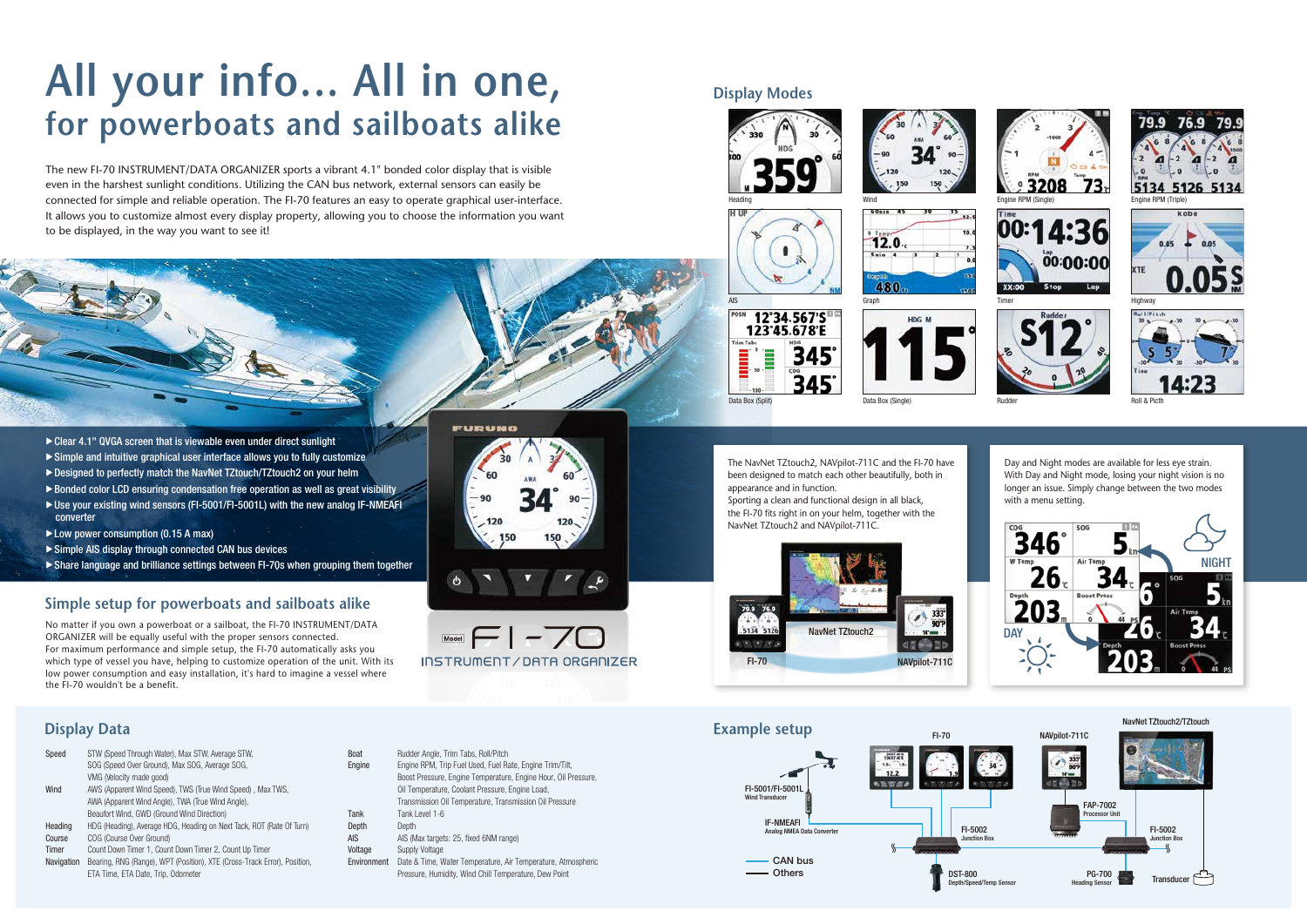# All your info... All in one,

## for powerboats and sailboats alike

The new FI-70 INSTRUMENT/DATA ORGANIZER sports a vibrant 4.1" bonded color display that is visible even in the harshest sunlight conditions. Utilizing the CAN bus network, external sensors can easily be connected for simple and reliable operation. The FI-70 features an easy to operate graphical user-interface. It allows you to customize almost every display property, allowing you to choose the information you want to be displayed, in the way you want to see it!

- ▶Clear 4.1" QVGA screen that is viewable even under direct sunlight
- ▶Simple and intuitive graphical user interface allows you to fully customize
- ▶Designed to perfectly match the NavNet TZtouch/TZtouch2 on your helm
- ▶Bonded color LCD ensuring condensation free operation as well as great visibility
- ▶Use your existing wind sensors (FI-5001/FI-5001L) with the new analog IF-NMEAFI converter
- ▶Low power consumption (0.15 A max)
- ▶Simple AIS display through connected CAN bus devices
- ▶Share language and brilliance settings between FI-70s when grouping them together

FI-70 INSTRUMENT/DATA ORGANIZER

## Simple setup for powerboats and sailboats alike

No matter if you own a powerboat or a sailboat, the FI-70 INSTRUMENT/DATA ORGANIZER will be equally useful with the proper sensors connected.
For maximum performance and simple setup, the FI-70 automatically asks you which type of vessel you have, helping to customize operation of the unit. With its low power consumption and easy installation, it's hard to imagine a vessel where the FI-70 wouldn't be a benefit.

## Display Modes

Heading, Wind, Engine RPM (Single), Engine RPM (Triple), AIS, Graph, Timer, Highway, Data Box (Split), Data Box (Single), Rudder, Roll & Pitch

The NavNet TZtouch2, NAVpilot-711C and the FI-70 have been designed to match each other beautifully, both in appearance and in function.
Sporting a clean and functional design in all black, the FI-70 fits right in on your helm, together with the NavNet TZtouch2 and NAVpilot-711C.

FI-70, NavNet TZtouch2, NAVpilot-711C

Day and Night modes are available for less eye strain. With Day and Night mode, losing your night vision is no longer an issue. Simply change between the two modes with a menu setting.

DAY, NIGHT

## Display Data

| | |
|---|---|
| Speed | STW (Speed Through Water), Max STW, Average STW, SOG (Speed Over Ground), Max SOG, Average SOG, VMG (Velocity made good) |
| Wind | AWS (Apparent Wind Speed), TWS (True Wind Speed), Max TWS, AWA (Apparent Wind Angle), TWA (True Wind Angle), Beaufort Wind, GWD (Ground Wind Direction) |
| Heading | HDG (Heading), Average HDG, Heading on Next Tack, ROT (Rate Of Turn) |
| Course | COG (Course Over Ground) |
| Timer | Count Down Timer 1, Count Down Timer 2, Count Up Timer |
| Navigation | Bearing, RNG (Range), WPT (Position), XTE (Cross-Track Error), Position, ETA Time, ETA Date, Trip, Odometer |
| Boat | Rudder Angle, Trim Tabs, Roll/Pitch |
| Engine | Engine RPM, Trip Fuel Used, Fuel Rate, Engine Trim/Tilt, Boost Pressure, Engine Temperature, Engine Hour, Oil Pressure, Oil Temperature, Coolant Pressure, Engine Load, Transmission Oil Temperature, Transmission Oil Pressure |
| Tank | Tank Level 1-6 |
| Depth | Depth |
| AIS | AIS (Max targets: 25, fixed 6NM range) |
| Voltage | Supply Voltage |
| Environment | Date & Time, Water Temperature, Air Temperature, Atmospheric Pressure, Humidity, Wind Chill Temperature, Dew Point |

## Example setup

FI-5001/FI-5001L Wind Transducer
IF-NMEAFI Analog NMEA Data Converter
FI-70
NAVpilot-711C
NavNet TZtouch2/TZtouch
FAP-7002 Processor Unit
FI-5002 Junction Box
FI-5002 Junction Box
DST-800 Depth/Speed/Temp Sensor
PG-700 Heading Sensor
Transducer
CAN bus
Others